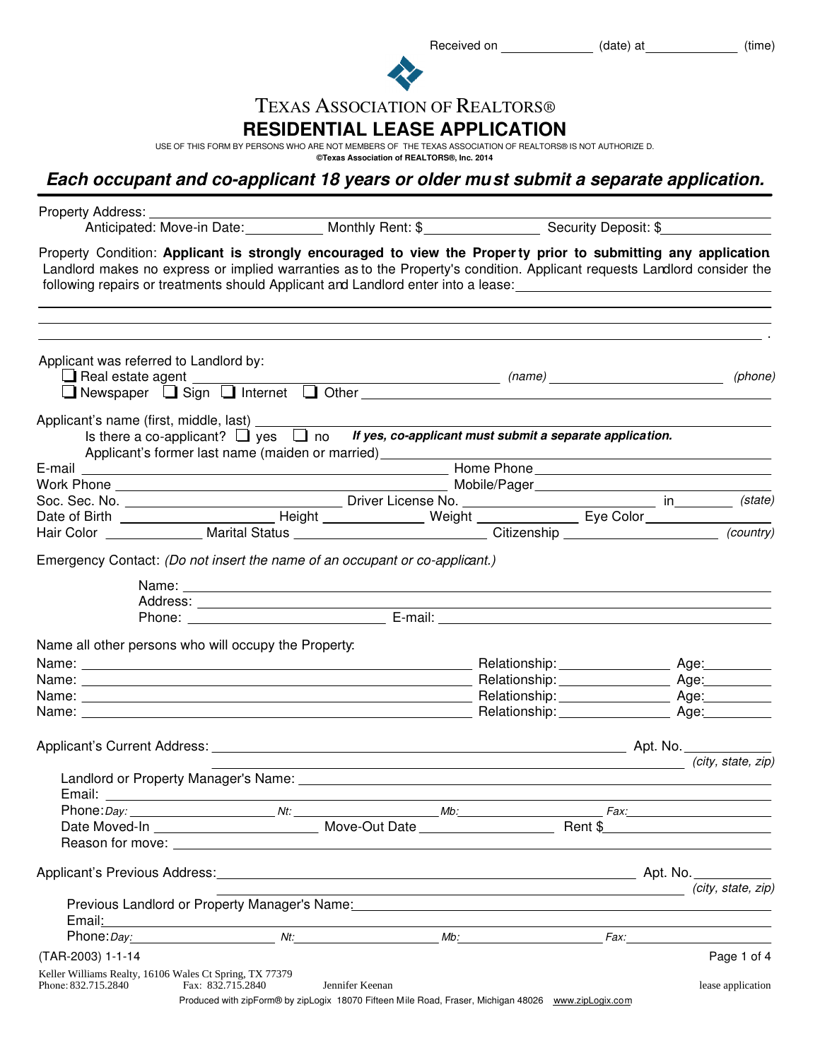Received on ____________ (date) at ____________ (time)

# TEXAS ASSOCIATION OF REALTORS®

## RESIDENTIAL LEASE APPLICATION

USE OF THIS FORM BY PERSONS WHO ARE NOT MEMBERS OF THE TEXAS ASSOCIATION OF REALTORS® IS NOT AUTHORIZE D.
**©Texas Association of REALTORS®, Inc. 2014**

***Each occupant and co-applicant 18 years or older must submit a separate application.***

Property Address: ____________________

Anticipated: Move-in Date: __________ Monthly Rent: $ __________ Security Deposit: $ __________

Property Condition: **Applicant is strongly encouraged to view the Property prior to submitting any application.** Landlord makes no express or implied warranties as to the Property's condition. Applicant requests Landlord consider the following repairs or treatments should Applicant and Landlord enter into a lease: ____________________

Applicant was referred to Landlord by:

- ❑ Real estate agent __________ *(name)* __________ *(phone)*
- ❑ Newspaper ❑ Sign ❑ Internet ❑ Other __________

Applicant's name (first, middle, last) ____________________

Is there a co-applicant? ❑ yes ❑ no ***If yes, co-applicant must submit a separate application.***

Applicant's former last name (maiden or married) __________

E-mail __________ Home Phone __________

Work Phone __________ Mobile/Pager __________

Soc. Sec. No. __________ Driver License No. __________ in ______ *(state)*

Date of Birth __________ Height __________ Weight __________ Eye Color __________

Hair Color __________ Marital Status __________ Citizenship __________ *(country)*

Emergency Contact: *(Do not insert the name of an occupant or co-applicant.)*

Name: __________

Address: __________

Phone: __________ E-mail: __________

Name all other persons who will occupy the Property:

Name: __________ Relationship: __________ Age: ______

Name: __________ Relationship: __________ Age: ______

Name: __________ Relationship: __________ Age: ______

Name: __________ Relationship: __________ Age: ______

Applicant's Current Address: __________ Apt. No. ______

__________ *(city, state, zip)*

Landlord or Property Manager's Name: __________

Email: __________

Phone: *Day:* __________ *Nt:* __________ *Mb:* __________ *Fax:* __________

Date Moved-In __________ Move-Out Date __________ Rent $ __________

Reason for move: __________

Applicant's Previous Address: __________ Apt. No. ______

__________ *(city, state, zip)*

Previous Landlord or Property Manager's Name: __________

Email: __________

Phone: *Day:* __________ *Nt:* __________ *Mb:* __________ *Fax:* __________

(TAR-2003) 1-1-14

Keller Williams Realty, 16106 Wales Ct Spring, TX 77379
Phone: 832.715.2840 Fax: 832.715.2840 Jennifer Keenan lease application

Produced with zipForm® by zipLogix 18070 Fifteen Mile Road, Fraser, Michigan 48026 www.zipLogix.com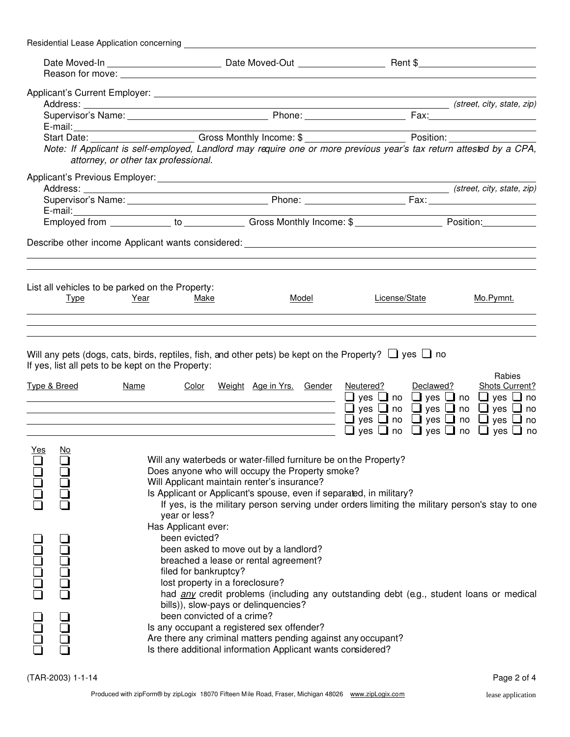Residential Lease Application concerning ______________________________

Date Moved-In ____________ Date Moved-Out ____________ Rent $____________
Reason for move: ______________________________

Applicant's Current Employer: ______________________________
Address: ______________________________ *(street, city, state, zip)*
Supervisor's Name: ____________ Phone: ____________ Fax: ____________
E-mail: ______________________________
Start Date: ____________ Gross Monthly Income: $ ____________ Position: ____________

*Note: If Applicant is self-employed, Landlord may require one or more previous year's tax return attested by a CPA, attorney, or other tax professional.*

Applicant's Previous Employer: ______________________________
Address: ______________________________ *(street, city, state, zip)*
Supervisor's Name: ____________ Phone: ____________ Fax: ____________
E-mail: ______________________________
Employed from ____________ to ____________ Gross Monthly Income: $ ____________ Position: ____________

Describe other income Applicant wants considered: ______________________________

List all vehicles to be parked on the Property:

| Type | Year | Make | Model | License/State | Mo.Pymnt. |
|---|---|---|---|---|---|
| | | | | | |
| | | | | | |
| | | | | | |

Will any pets (dogs, cats, birds, reptiles, fish, and other pets) be kept on the Property? ❑ yes ❑ no
If yes, list all pets to be kept on the Property:

| Type & Breed | Name | Color | Weight | Age in Yrs. | Gender | Neutered? | Declawed? | Rabies Shots Current? |
|---|---|---|---|---|---|---|---|---|
| | | | | | | ❑ yes ❑ no | ❑ yes ❑ no | ❑ yes ❑ no |
| | | | | | | ❑ yes ❑ no | ❑ yes ❑ no | ❑ yes ❑ no |
| | | | | | | ❑ yes ❑ no | ❑ yes ❑ no | ❑ yes ❑ no |
| | | | | | | ❑ yes ❑ no | ❑ yes ❑ no | ❑ yes ❑ no |

| Yes | No | |
|---|---|---|
| ❑ | ❑ | Will any waterbeds or water-filled furniture be on the Property? |
| ❑ | ❑ | Does anyone who will occupy the Property smoke? |
| ❑ | ❑ | Will Applicant maintain renter's insurance? |
| ❑ | ❑ | Is Applicant or Applicant's spouse, even if separated, in military? |
| ❑ | ❑ | If yes, is the military person serving under orders limiting the military person's stay to one year or less? |
| | | Has Applicant ever: |
| ❑ | ❑ | been evicted? |
| ❑ | ❑ | been asked to move out by a landlord? |
| ❑ | ❑ | breached a lease or rental agreement? |
| ❑ | ❑ | filed for bankruptcy? |
| ❑ | ❑ | lost property in a foreclosure? |
| ❑ | ❑ | had *any* credit problems (including any outstanding debt (e.g., student loans or medical bills)), slow-pays or delinquencies? |
| ❑ | ❑ | been convicted of a crime? |
| ❑ | ❑ | Is any occupant a registered sex offender? |
| ❑ | ❑ | Are there any criminal matters pending against any occupant? |
| ❑ | ❑ | Is there additional information Applicant wants considered? |

(TAR-2003) 1-1-14

Produced with zipForm® by zipLogix 18070 Fifteen Mile Road, Fraser, Michigan 48026 www.zipLogix.com lease application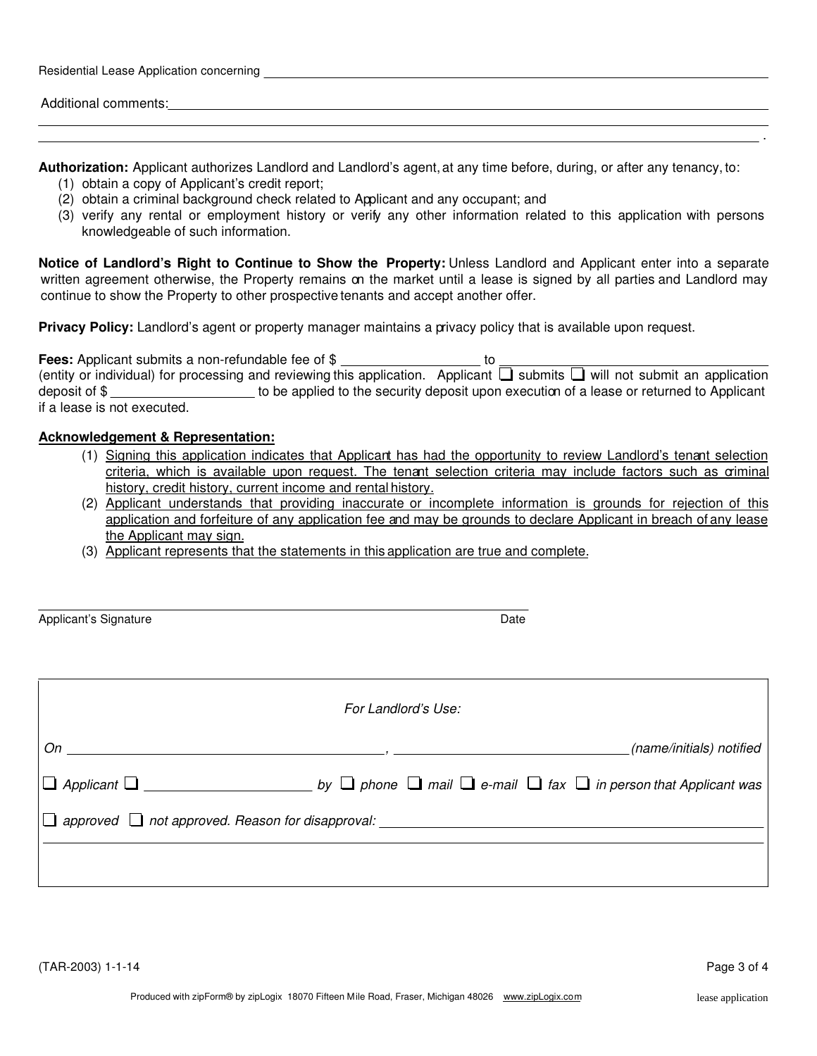Residential Lease Application concerning ____________________________________________

Additional comments: ____________________________________________

____________________________________________

____________________________________________ .

**Authorization:** Applicant authorizes Landlord and Landlord's agent, at any time before, during, or after any tenancy, to:

(1) obtain a copy of Applicant's credit report;
(2) obtain a criminal background check related to Applicant and any occupant; and
(3) verify any rental or employment history or verify any other information related to this application with persons knowledgeable of such information.

**Notice of Landlord's Right to Continue to Show the Property:** Unless Landlord and Applicant enter into a separate written agreement otherwise, the Property remains on the market until a lease is signed by all parties and Landlord may continue to show the Property to other prospective tenants and accept another offer.

**Privacy Policy:** Landlord's agent or property manager maintains a privacy policy that is available upon request.

**Fees:** Applicant submits a non-refundable fee of $ ______________ to ______________________ (entity or individual) for processing and reviewing this application. Applicant ☐ submits ☐ will not submit an application deposit of $ ______________ to be applied to the security deposit upon execution of a lease or returned to Applicant if a lease is not executed.

**Acknowledgement & Representation:**

(1) Signing this application indicates that Applicant has had the opportunity to review Landlord's tenant selection criteria, which is available upon request. The tenant selection criteria may include factors such as criminal history, credit history, current income and rental history.
(2) Applicant understands that providing inaccurate or incomplete information is grounds for rejection of this application and forfeiture of any application fee and may be grounds to declare Applicant in breach of any lease the Applicant may sign.
(3) Applicant represents that the statements in this application are true and complete.

____________________________________________

Applicant's Signature                                        Date

---

*For Landlord's Use:*

*On* ______________________________, ______________________ *(name/initials) notified*

☐ *Applicant* ☐ ______________________ *by* ☐ *phone* ☐ *mail* ☐ *e-mail* ☐ *fax* ☐ *in person that Applicant was*

☐ *approved* ☐ *not approved. Reason for disapproval:* ______________________________

____________________________________________

---

(TAR-2003) 1-1-14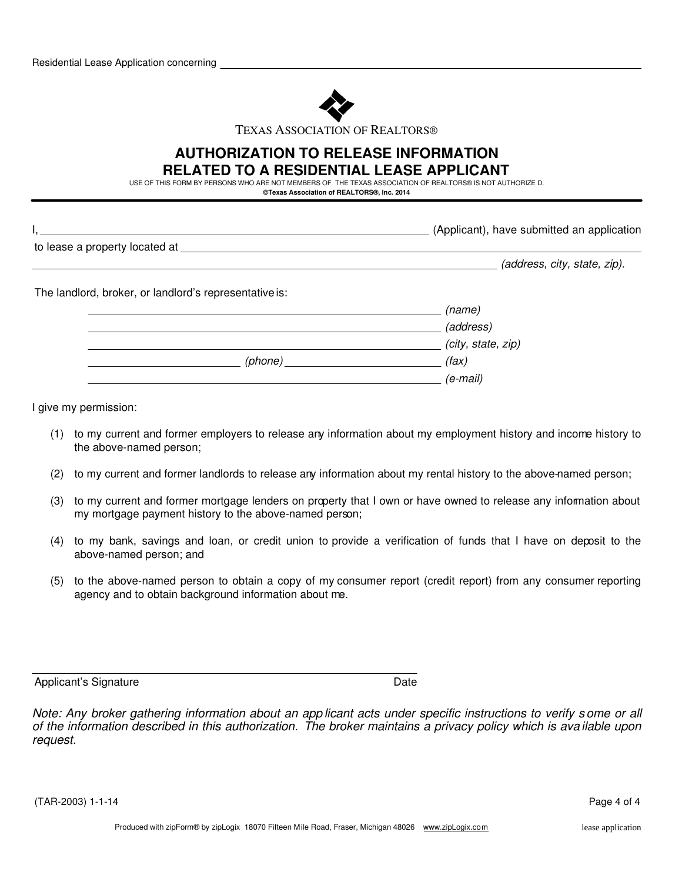Residential Lease Application concerning ______________________________

TEXAS ASSOCIATION OF REALTORS®

# AUTHORIZATION TO RELEASE INFORMATION RELATED TO A RESIDENTIAL LEASE APPLICANT

USE OF THIS FORM BY PERSONS WHO ARE NOT MEMBERS OF THE TEXAS ASSOCIATION OF REALTORS® IS NOT AUTHORIZE D.

**©Texas Association of REALTORS®, Inc. 2014**

---

I, ______________________________ (Applicant), have submitted an application to lease a property located at ______________________________

______________________________ *(address, city, state, zip).*

The landlord, broker, or landlord's representative is:

______________________________ *(name)*

______________________________ *(address)*

______________________________ *(city, state, zip)*

______________ *(phone)* ______________ *(fax)*

______________________________ *(e-mail)*

I give my permission:

(1) to my current and former employers to release any information about my employment history and income history to the above-named person;

(2) to my current and former landlords to release any information about my rental history to the above-named person;

(3) to my current and former mortgage lenders on property that I own or have owned to release any information about my mortgage payment history to the above-named person;

(4) to my bank, savings and loan, or credit union to provide a verification of funds that I have on deposit to the above-named person; and

(5) to the above-named person to obtain a copy of my consumer report (credit report) from any consumer reporting agency and to obtain background information about me.

______________________________

Applicant's Signature Date

*Note: Any broker gathering information about an applicant acts under specific instructions to verify some or all of the information described in this authorization. The broker maintains a privacy policy which is available upon request.*

(TAR-2003) 1-1-14

Produced with zipForm® by zipLogix 18070 Fifteen Mile Road, Fraser, Michigan 48026 www.zipLogix.com lease application